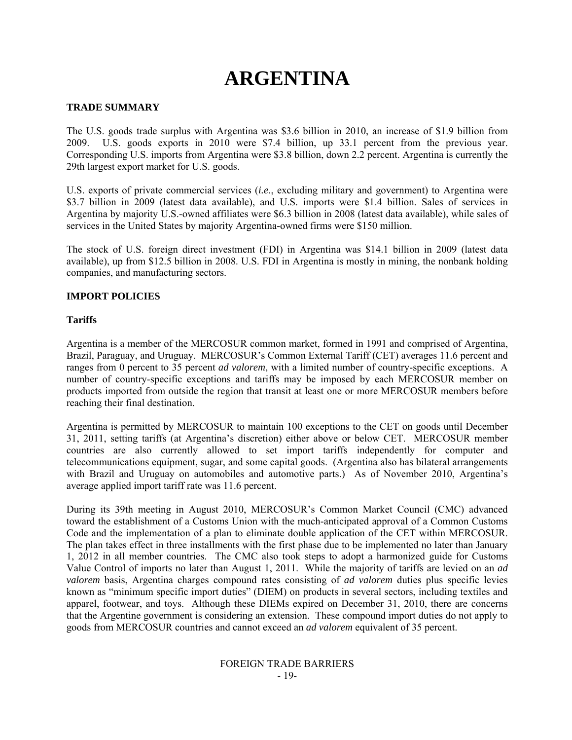# ARGENTINA

## TRADE SUMMARY

The U.S. goods trade surplus with Argentina was $3.6 billion in 2010, an increase of $1.9 billion from 2009. U.S. goods exports in 2010 were $7.4 billion, up 33.1 percent from the previous year. Corresponding U.S. imports from Argentina were $3.8 billion, down 2.2 percent. Argentina is currently the 29th largest export market for U.S. goods.

U.S. exports of private commercial services (*i.e*., excluding military and government) to Argentina were $3.7 billion in 2009 (latest data available), and U.S. imports were $1.4 billion. Sales of services in Argentina by majority U.S.-owned affiliates were $6.3 billion in 2008 (latest data available), while sales of services in the United States by majority Argentina-owned firms were $150 million.

The stock of U.S. foreign direct investment (FDI) in Argentina was $14.1 billion in 2009 (latest data available), up from $12.5 billion in 2008. U.S. FDI in Argentina is mostly in mining, the nonbank holding companies, and manufacturing sectors.

## IMPORT POLICIES

### Tariffs

Argentina is a member of the MERCOSUR common market, formed in 1991 and comprised of Argentina, Brazil, Paraguay, and Uruguay. MERCOSUR's Common External Tariff (CET) averages 11.6 percent and ranges from 0 percent to 35 percent *ad valorem*, with a limited number of country-specific exceptions. A number of country-specific exceptions and tariffs may be imposed by each MERCOSUR member on products imported from outside the region that transit at least one or more MERCOSUR members before reaching their final destination.

Argentina is permitted by MERCOSUR to maintain 100 exceptions to the CET on goods until December 31, 2011, setting tariffs (at Argentina's discretion) either above or below CET. MERCOSUR member countries are also currently allowed to set import tariffs independently for computer and telecommunications equipment, sugar, and some capital goods. (Argentina also has bilateral arrangements with Brazil and Uruguay on automobiles and automotive parts.) As of November 2010, Argentina's average applied import tariff rate was 11.6 percent.

During its 39th meeting in August 2010, MERCOSUR's Common Market Council (CMC) advanced toward the establishment of a Customs Union with the much-anticipated approval of a Common Customs Code and the implementation of a plan to eliminate double application of the CET within MERCOSUR. The plan takes effect in three installments with the first phase due to be implemented no later than January 1, 2012 in all member countries. The CMC also took steps to adopt a harmonized guide for Customs Value Control of imports no later than August 1, 2011. While the majority of tariffs are levied on an *ad valorem* basis, Argentina charges compound rates consisting of *ad valorem* duties plus specific levies known as "minimum specific import duties" (DIEM) on products in several sectors, including textiles and apparel, footwear, and toys. Although these DIEMs expired on December 31, 2010, there are concerns that the Argentine government is considering an extension. These compound import duties do not apply to goods from MERCOSUR countries and cannot exceed an *ad valorem* equivalent of 35 percent.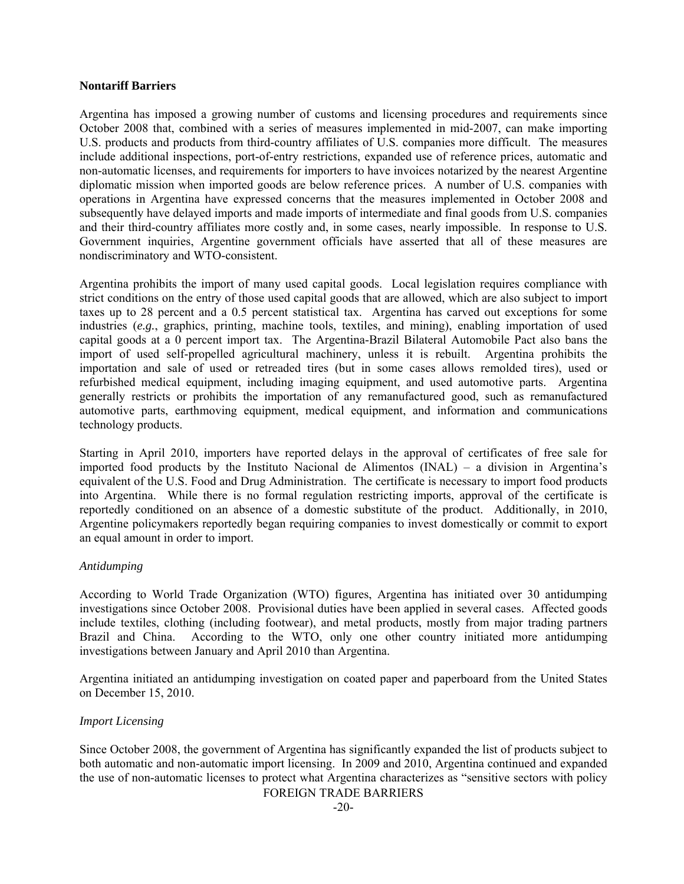**Nontariff Barriers**

Argentina has imposed a growing number of customs and licensing procedures and requirements since October 2008 that, combined with a series of measures implemented in mid-2007, can make importing U.S. products and products from third-country affiliates of U.S. companies more difficult. The measures include additional inspections, port-of-entry restrictions, expanded use of reference prices, automatic and non-automatic licenses, and requirements for importers to have invoices notarized by the nearest Argentine diplomatic mission when imported goods are below reference prices. A number of U.S. companies with operations in Argentina have expressed concerns that the measures implemented in October 2008 and subsequently have delayed imports and made imports of intermediate and final goods from U.S. companies and their third-country affiliates more costly and, in some cases, nearly impossible. In response to U.S. Government inquiries, Argentine government officials have asserted that all of these measures are nondiscriminatory and WTO-consistent.

Argentina prohibits the import of many used capital goods. Local legislation requires compliance with strict conditions on the entry of those used capital goods that are allowed, which are also subject to import taxes up to 28 percent and a 0.5 percent statistical tax. Argentina has carved out exceptions for some industries (*e.g.*, graphics, printing, machine tools, textiles, and mining), enabling importation of used capital goods at a 0 percent import tax. The Argentina-Brazil Bilateral Automobile Pact also bans the import of used self-propelled agricultural machinery, unless it is rebuilt. Argentina prohibits the importation and sale of used or retreaded tires (but in some cases allows remolded tires), used or refurbished medical equipment, including imaging equipment, and used automotive parts. Argentina generally restricts or prohibits the importation of any remanufactured good, such as remanufactured automotive parts, earthmoving equipment, medical equipment, and information and communications technology products.

Starting in April 2010, importers have reported delays in the approval of certificates of free sale for imported food products by the Instituto Nacional de Alimentos (INAL) – a division in Argentina's equivalent of the U.S. Food and Drug Administration. The certificate is necessary to import food products into Argentina. While there is no formal regulation restricting imports, approval of the certificate is reportedly conditioned on an absence of a domestic substitute of the product. Additionally, in 2010, Argentine policymakers reportedly began requiring companies to invest domestically or commit to export an equal amount in order to import.

*Antidumping*

According to World Trade Organization (WTO) figures, Argentina has initiated over 30 antidumping investigations since October 2008. Provisional duties have been applied in several cases. Affected goods include textiles, clothing (including footwear), and metal products, mostly from major trading partners Brazil and China. According to the WTO, only one other country initiated more antidumping investigations between January and April 2010 than Argentina.

Argentina initiated an antidumping investigation on coated paper and paperboard from the United States on December 15, 2010.

*Import Licensing*

Since October 2008, the government of Argentina has significantly expanded the list of products subject to both automatic and non-automatic import licensing. In 2009 and 2010, Argentina continued and expanded the use of non-automatic licenses to protect what Argentina characterizes as "sensitive sectors with policy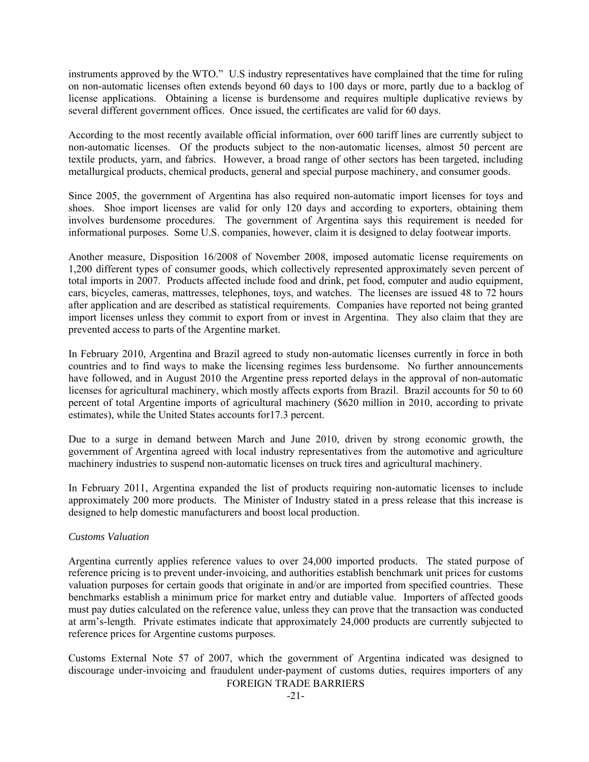instruments approved by the WTO." U.S industry representatives have complained that the time for ruling on non-automatic licenses often extends beyond 60 days to 100 days or more, partly due to a backlog of license applications. Obtaining a license is burdensome and requires multiple duplicative reviews by several different government offices. Once issued, the certificates are valid for 60 days.

According to the most recently available official information, over 600 tariff lines are currently subject to non-automatic licenses. Of the products subject to the non-automatic licenses, almost 50 percent are textile products, yarn, and fabrics. However, a broad range of other sectors has been targeted, including metallurgical products, chemical products, general and special purpose machinery, and consumer goods.

Since 2005, the government of Argentina has also required non-automatic import licenses for toys and shoes. Shoe import licenses are valid for only 120 days and according to exporters, obtaining them involves burdensome procedures. The government of Argentina says this requirement is needed for informational purposes. Some U.S. companies, however, claim it is designed to delay footwear imports.

Another measure, Disposition 16/2008 of November 2008, imposed automatic license requirements on 1,200 different types of consumer goods, which collectively represented approximately seven percent of total imports in 2007. Products affected include food and drink, pet food, computer and audio equipment, cars, bicycles, cameras, mattresses, telephones, toys, and watches. The licenses are issued 48 to 72 hours after application and are described as statistical requirements. Companies have reported not being granted import licenses unless they commit to export from or invest in Argentina. They also claim that they are prevented access to parts of the Argentine market.

In February 2010, Argentina and Brazil agreed to study non-automatic licenses currently in force in both countries and to find ways to make the licensing regimes less burdensome. No further announcements have followed, and in August 2010 the Argentine press reported delays in the approval of non-automatic licenses for agricultural machinery, which mostly affects exports from Brazil. Brazil accounts for 50 to 60 percent of total Argentine imports of agricultural machinery ($620 million in 2010, according to private estimates), while the United States accounts for17.3 percent.

Due to a surge in demand between March and June 2010, driven by strong economic growth, the government of Argentina agreed with local industry representatives from the automotive and agriculture machinery industries to suspend non-automatic licenses on truck tires and agricultural machinery.

In February 2011, Argentina expanded the list of products requiring non-automatic licenses to include approximately 200 more products. The Minister of Industry stated in a press release that this increase is designed to help domestic manufacturers and boost local production.

*Customs Valuation*

Argentina currently applies reference values to over 24,000 imported products. The stated purpose of reference pricing is to prevent under-invoicing, and authorities establish benchmark unit prices for customs valuation purposes for certain goods that originate in and/or are imported from specified countries. These benchmarks establish a minimum price for market entry and dutiable value. Importers of affected goods must pay duties calculated on the reference value, unless they can prove that the transaction was conducted at arm's-length. Private estimates indicate that approximately 24,000 products are currently subjected to reference prices for Argentine customs purposes.

Customs External Note 57 of 2007, which the government of Argentina indicated was designed to discourage under-invoicing and fraudulent under-payment of customs duties, requires importers of any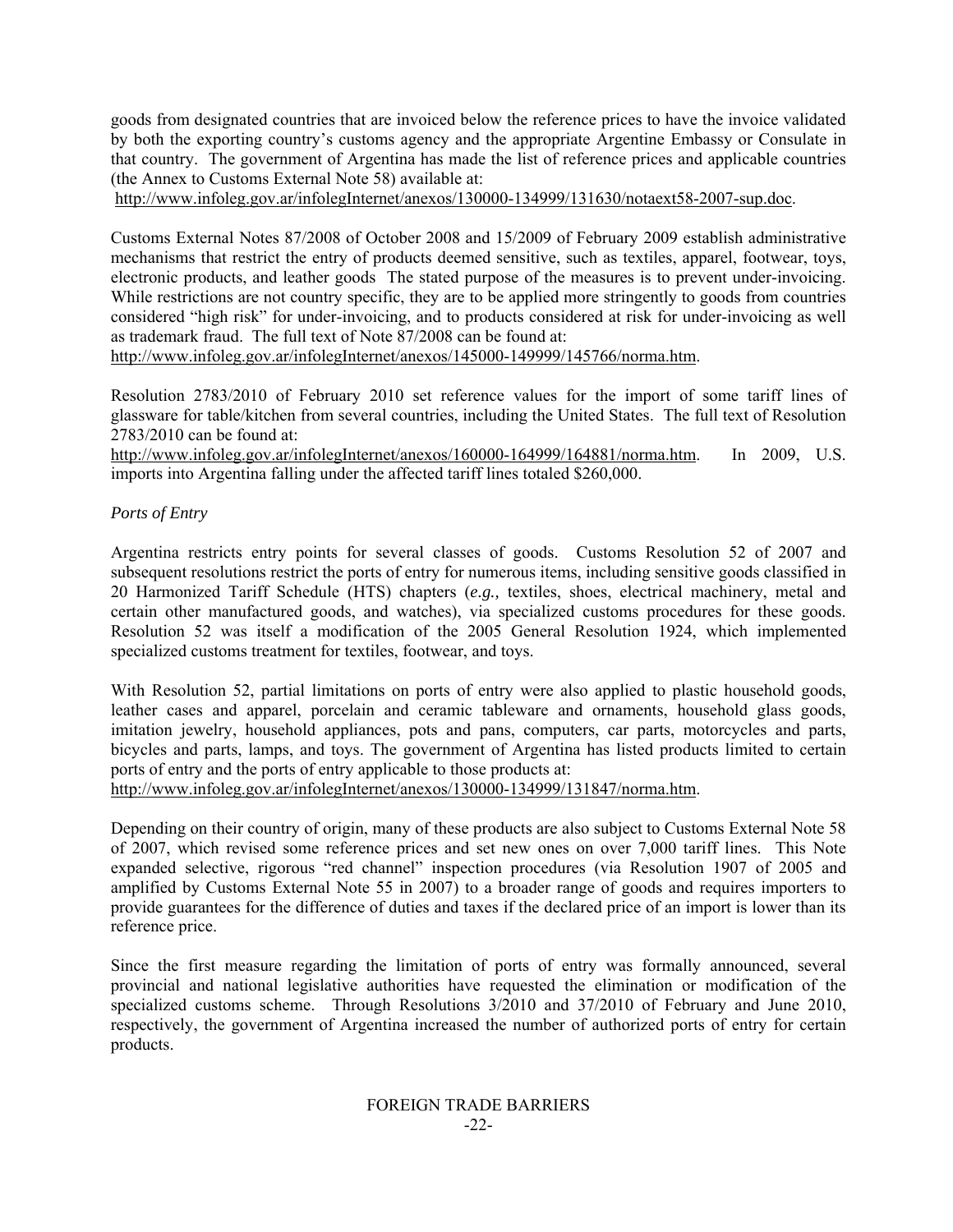goods from designated countries that are invoiced below the reference prices to have the invoice validated by both the exporting country's customs agency and the appropriate Argentine Embassy or Consulate in that country. The government of Argentina has made the list of reference prices and applicable countries (the Annex to Customs External Note 58) available at:
http://www.infoleg.gov.ar/infolegInternet/anexos/130000-134999/131630/notaext58-2007-sup.doc.

Customs External Notes 87/2008 of October 2008 and 15/2009 of February 2009 establish administrative mechanisms that restrict the entry of products deemed sensitive, such as textiles, apparel, footwear, toys, electronic products, and leather goods The stated purpose of the measures is to prevent under-invoicing. While restrictions are not country specific, they are to be applied more stringently to goods from countries considered "high risk" for under-invoicing, and to products considered at risk for under-invoicing as well as trademark fraud. The full text of Note 87/2008 can be found at:
http://www.infoleg.gov.ar/infolegInternet/anexos/145000-149999/145766/norma.htm.

Resolution 2783/2010 of February 2010 set reference values for the import of some tariff lines of glassware for table/kitchen from several countries, including the United States. The full text of Resolution 2783/2010 can be found at:
http://www.infoleg.gov.ar/infolegInternet/anexos/160000-164999/164881/norma.htm. In 2009, U.S. imports into Argentina falling under the affected tariff lines totaled $260,000.

*Ports of Entry*

Argentina restricts entry points for several classes of goods. Customs Resolution 52 of 2007 and subsequent resolutions restrict the ports of entry for numerous items, including sensitive goods classified in 20 Harmonized Tariff Schedule (HTS) chapters (*e.g.,* textiles, shoes, electrical machinery, metal and certain other manufactured goods, and watches), via specialized customs procedures for these goods. Resolution 52 was itself a modification of the 2005 General Resolution 1924, which implemented specialized customs treatment for textiles, footwear, and toys.

With Resolution 52, partial limitations on ports of entry were also applied to plastic household goods, leather cases and apparel, porcelain and ceramic tableware and ornaments, household glass goods, imitation jewelry, household appliances, pots and pans, computers, car parts, motorcycles and parts, bicycles and parts, lamps, and toys. The government of Argentina has listed products limited to certain ports of entry and the ports of entry applicable to those products at:
http://www.infoleg.gov.ar/infolegInternet/anexos/130000-134999/131847/norma.htm.

Depending on their country of origin, many of these products are also subject to Customs External Note 58 of 2007, which revised some reference prices and set new ones on over 7,000 tariff lines. This Note expanded selective, rigorous "red channel" inspection procedures (via Resolution 1907 of 2005 and amplified by Customs External Note 55 in 2007) to a broader range of goods and requires importers to provide guarantees for the difference of duties and taxes if the declared price of an import is lower than its reference price.

Since the first measure regarding the limitation of ports of entry was formally announced, several provincial and national legislative authorities have requested the elimination or modification of the specialized customs scheme. Through Resolutions 3/2010 and 37/2010 of February and June 2010, respectively, the government of Argentina increased the number of authorized ports of entry for certain products.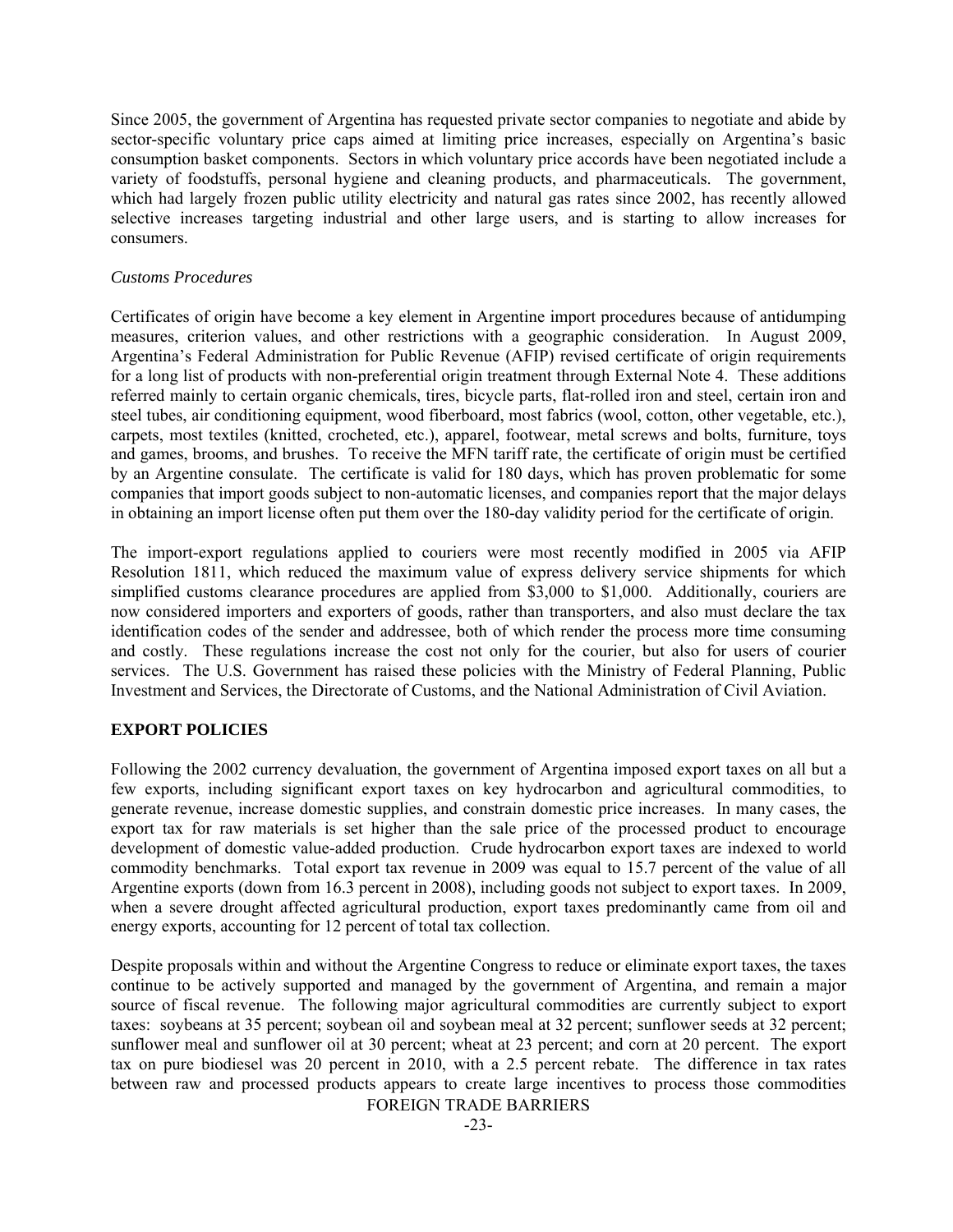Since 2005, the government of Argentina has requested private sector companies to negotiate and abide by sector-specific voluntary price caps aimed at limiting price increases, especially on Argentina's basic consumption basket components. Sectors in which voluntary price accords have been negotiated include a variety of foodstuffs, personal hygiene and cleaning products, and pharmaceuticals. The government, which had largely frozen public utility electricity and natural gas rates since 2002, has recently allowed selective increases targeting industrial and other large users, and is starting to allow increases for consumers.

*Customs Procedures*

Certificates of origin have become a key element in Argentine import procedures because of antidumping measures, criterion values, and other restrictions with a geographic consideration. In August 2009, Argentina's Federal Administration for Public Revenue (AFIP) revised certificate of origin requirements for a long list of products with non-preferential origin treatment through External Note 4. These additions referred mainly to certain organic chemicals, tires, bicycle parts, flat-rolled iron and steel, certain iron and steel tubes, air conditioning equipment, wood fiberboard, most fabrics (wool, cotton, other vegetable, etc.), carpets, most textiles (knitted, crocheted, etc.), apparel, footwear, metal screws and bolts, furniture, toys and games, brooms, and brushes. To receive the MFN tariff rate, the certificate of origin must be certified by an Argentine consulate. The certificate is valid for 180 days, which has proven problematic for some companies that import goods subject to non-automatic licenses, and companies report that the major delays in obtaining an import license often put them over the 180-day validity period for the certificate of origin.

The import-export regulations applied to couriers were most recently modified in 2005 via AFIP Resolution 1811, which reduced the maximum value of express delivery service shipments for which simplified customs clearance procedures are applied from $3,000 to $1,000. Additionally, couriers are now considered importers and exporters of goods, rather than transporters, and also must declare the tax identification codes of the sender and addressee, both of which render the process more time consuming and costly. These regulations increase the cost not only for the courier, but also for users of courier services. The U.S. Government has raised these policies with the Ministry of Federal Planning, Public Investment and Services, the Directorate of Customs, and the National Administration of Civil Aviation.

**EXPORT POLICIES**

Following the 2002 currency devaluation, the government of Argentina imposed export taxes on all but a few exports, including significant export taxes on key hydrocarbon and agricultural commodities, to generate revenue, increase domestic supplies, and constrain domestic price increases. In many cases, the export tax for raw materials is set higher than the sale price of the processed product to encourage development of domestic value-added production. Crude hydrocarbon export taxes are indexed to world commodity benchmarks. Total export tax revenue in 2009 was equal to 15.7 percent of the value of all Argentine exports (down from 16.3 percent in 2008), including goods not subject to export taxes. In 2009, when a severe drought affected agricultural production, export taxes predominantly came from oil and energy exports, accounting for 12 percent of total tax collection.

Despite proposals within and without the Argentine Congress to reduce or eliminate export taxes, the taxes continue to be actively supported and managed by the government of Argentina, and remain a major source of fiscal revenue. The following major agricultural commodities are currently subject to export taxes: soybeans at 35 percent; soybean oil and soybean meal at 32 percent; sunflower seeds at 32 percent; sunflower meal and sunflower oil at 30 percent; wheat at 23 percent; and corn at 20 percent. The export tax on pure biodiesel was 20 percent in 2010, with a 2.5 percent rebate. The difference in tax rates between raw and processed products appears to create large incentives to process those commodities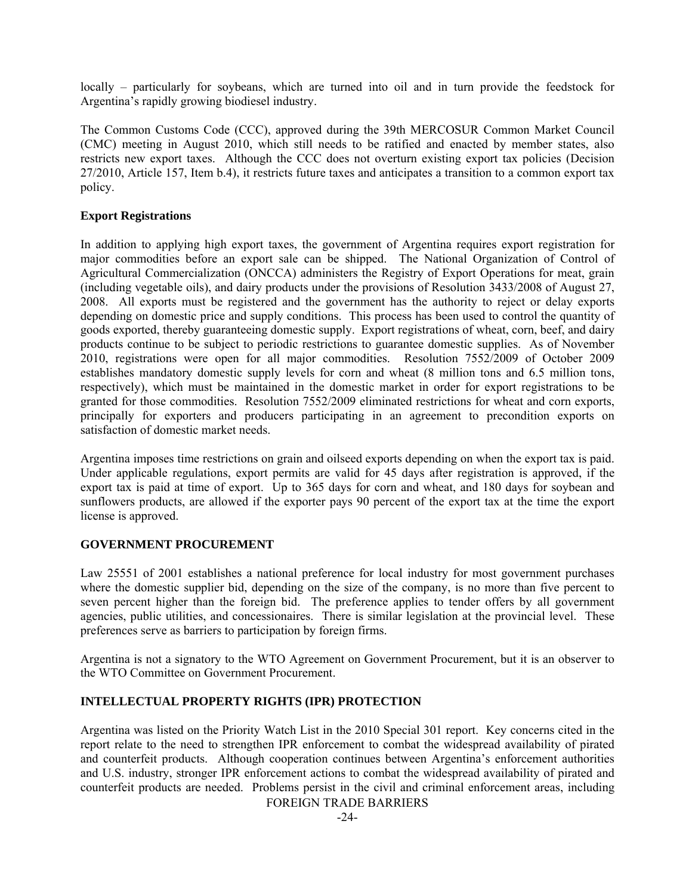locally – particularly for soybeans, which are turned into oil and in turn provide the feedstock for Argentina's rapidly growing biodiesel industry.

The Common Customs Code (CCC), approved during the 39th MERCOSUR Common Market Council (CMC) meeting in August 2010, which still needs to be ratified and enacted by member states, also restricts new export taxes. Although the CCC does not overturn existing export tax policies (Decision 27/2010, Article 157, Item b.4), it restricts future taxes and anticipates a transition to a common export tax policy.

**Export Registrations**

In addition to applying high export taxes, the government of Argentina requires export registration for major commodities before an export sale can be shipped. The National Organization of Control of Agricultural Commercialization (ONCCA) administers the Registry of Export Operations for meat, grain (including vegetable oils), and dairy products under the provisions of Resolution 3433/2008 of August 27, 2008. All exports must be registered and the government has the authority to reject or delay exports depending on domestic price and supply conditions. This process has been used to control the quantity of goods exported, thereby guaranteeing domestic supply. Export registrations of wheat, corn, beef, and dairy products continue to be subject to periodic restrictions to guarantee domestic supplies. As of November 2010, registrations were open for all major commodities. Resolution 7552/2009 of October 2009 establishes mandatory domestic supply levels for corn and wheat (8 million tons and 6.5 million tons, respectively), which must be maintained in the domestic market in order for export registrations to be granted for those commodities. Resolution 7552/2009 eliminated restrictions for wheat and corn exports, principally for exporters and producers participating in an agreement to precondition exports on satisfaction of domestic market needs.

Argentina imposes time restrictions on grain and oilseed exports depending on when the export tax is paid. Under applicable regulations, export permits are valid for 45 days after registration is approved, if the export tax is paid at time of export. Up to 365 days for corn and wheat, and 180 days for soybean and sunflowers products, are allowed if the exporter pays 90 percent of the export tax at the time the export license is approved.

**GOVERNMENT PROCUREMENT**

Law 25551 of 2001 establishes a national preference for local industry for most government purchases where the domestic supplier bid, depending on the size of the company, is no more than five percent to seven percent higher than the foreign bid. The preference applies to tender offers by all government agencies, public utilities, and concessionaires. There is similar legislation at the provincial level. These preferences serve as barriers to participation by foreign firms.

Argentina is not a signatory to the WTO Agreement on Government Procurement, but it is an observer to the WTO Committee on Government Procurement.

**INTELLECTUAL PROPERTY RIGHTS (IPR) PROTECTION**

Argentina was listed on the Priority Watch List in the 2010 Special 301 report. Key concerns cited in the report relate to the need to strengthen IPR enforcement to combat the widespread availability of pirated and counterfeit products. Although cooperation continues between Argentina's enforcement authorities and U.S. industry, stronger IPR enforcement actions to combat the widespread availability of pirated and counterfeit products are needed. Problems persist in the civil and criminal enforcement areas, including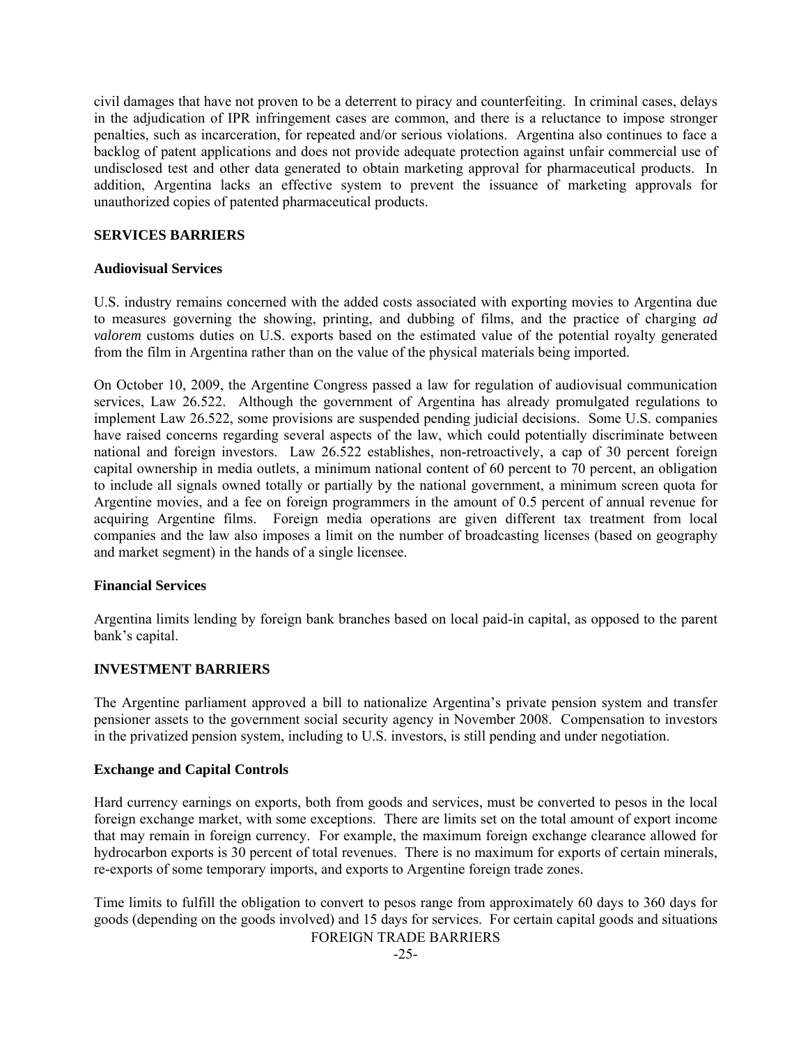civil damages that have not proven to be a deterrent to piracy and counterfeiting. In criminal cases, delays in the adjudication of IPR infringement cases are common, and there is a reluctance to impose stronger penalties, such as incarceration, for repeated and/or serious violations. Argentina also continues to face a backlog of patent applications and does not provide adequate protection against unfair commercial use of undisclosed test and other data generated to obtain marketing approval for pharmaceutical products. In addition, Argentina lacks an effective system to prevent the issuance of marketing approvals for unauthorized copies of patented pharmaceutical products.

## SERVICES BARRIERS

### Audiovisual Services

U.S. industry remains concerned with the added costs associated with exporting movies to Argentina due to measures governing the showing, printing, and dubbing of films, and the practice of charging *ad valorem* customs duties on U.S. exports based on the estimated value of the potential royalty generated from the film in Argentina rather than on the value of the physical materials being imported.

On October 10, 2009, the Argentine Congress passed a law for regulation of audiovisual communication services, Law 26.522. Although the government of Argentina has already promulgated regulations to implement Law 26.522, some provisions are suspended pending judicial decisions. Some U.S. companies have raised concerns regarding several aspects of the law, which could potentially discriminate between national and foreign investors. Law 26.522 establishes, non-retroactively, a cap of 30 percent foreign capital ownership in media outlets, a minimum national content of 60 percent to 70 percent, an obligation to include all signals owned totally or partially by the national government, a minimum screen quota for Argentine movies, and a fee on foreign programmers in the amount of 0.5 percent of annual revenue for acquiring Argentine films. Foreign media operations are given different tax treatment from local companies and the law also imposes a limit on the number of broadcasting licenses (based on geography and market segment) in the hands of a single licensee.

### Financial Services

Argentina limits lending by foreign bank branches based on local paid-in capital, as opposed to the parent bank's capital.

## INVESTMENT BARRIERS

The Argentine parliament approved a bill to nationalize Argentina's private pension system and transfer pensioner assets to the government social security agency in November 2008. Compensation to investors in the privatized pension system, including to U.S. investors, is still pending and under negotiation.

### Exchange and Capital Controls

Hard currency earnings on exports, both from goods and services, must be converted to pesos in the local foreign exchange market, with some exceptions. There are limits set on the total amount of export income that may remain in foreign currency. For example, the maximum foreign exchange clearance allowed for hydrocarbon exports is 30 percent of total revenues. There is no maximum for exports of certain minerals, re-exports of some temporary imports, and exports to Argentine foreign trade zones.

Time limits to fulfill the obligation to convert to pesos range from approximately 60 days to 360 days for goods (depending on the goods involved) and 15 days for services. For certain capital goods and situations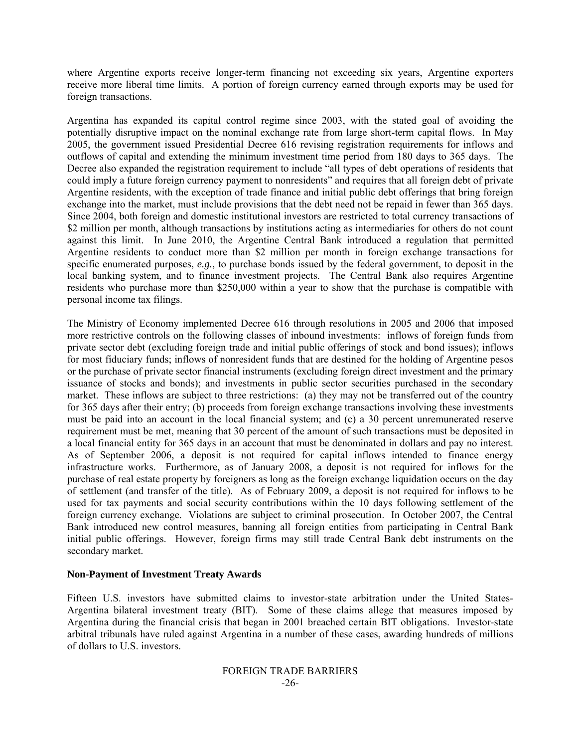where Argentine exports receive longer-term financing not exceeding six years, Argentine exporters receive more liberal time limits. A portion of foreign currency earned through exports may be used for foreign transactions.

Argentina has expanded its capital control regime since 2003, with the stated goal of avoiding the potentially disruptive impact on the nominal exchange rate from large short-term capital flows. In May 2005, the government issued Presidential Decree 616 revising registration requirements for inflows and outflows of capital and extending the minimum investment time period from 180 days to 365 days. The Decree also expanded the registration requirement to include "all types of debt operations of residents that could imply a future foreign currency payment to nonresidents" and requires that all foreign debt of private Argentine residents, with the exception of trade finance and initial public debt offerings that bring foreign exchange into the market, must include provisions that the debt need not be repaid in fewer than 365 days. Since 2004, both foreign and domestic institutional investors are restricted to total currency transactions of $2 million per month, although transactions by institutions acting as intermediaries for others do not count against this limit. In June 2010, the Argentine Central Bank introduced a regulation that permitted Argentine residents to conduct more than $2 million per month in foreign exchange transactions for specific enumerated purposes, *e.g.*, to purchase bonds issued by the federal government, to deposit in the local banking system, and to finance investment projects. The Central Bank also requires Argentine residents who purchase more than $250,000 within a year to show that the purchase is compatible with personal income tax filings.

The Ministry of Economy implemented Decree 616 through resolutions in 2005 and 2006 that imposed more restrictive controls on the following classes of inbound investments: inflows of foreign funds from private sector debt (excluding foreign trade and initial public offerings of stock and bond issues); inflows for most fiduciary funds; inflows of nonresident funds that are destined for the holding of Argentine pesos or the purchase of private sector financial instruments (excluding foreign direct investment and the primary issuance of stocks and bonds); and investments in public sector securities purchased in the secondary market. These inflows are subject to three restrictions: (a) they may not be transferred out of the country for 365 days after their entry; (b) proceeds from foreign exchange transactions involving these investments must be paid into an account in the local financial system; and (c) a 30 percent unremunerated reserve requirement must be met, meaning that 30 percent of the amount of such transactions must be deposited in a local financial entity for 365 days in an account that must be denominated in dollars and pay no interest. As of September 2006, a deposit is not required for capital inflows intended to finance energy infrastructure works. Furthermore, as of January 2008, a deposit is not required for inflows for the purchase of real estate property by foreigners as long as the foreign exchange liquidation occurs on the day of settlement (and transfer of the title). As of February 2009, a deposit is not required for inflows to be used for tax payments and social security contributions within the 10 days following settlement of the foreign currency exchange. Violations are subject to criminal prosecution. In October 2007, the Central Bank introduced new control measures, banning all foreign entities from participating in Central Bank initial public offerings. However, foreign firms may still trade Central Bank debt instruments on the secondary market.

**Non-Payment of Investment Treaty Awards**

Fifteen U.S. investors have submitted claims to investor-state arbitration under the United States-Argentina bilateral investment treaty (BIT). Some of these claims allege that measures imposed by Argentina during the financial crisis that began in 2001 breached certain BIT obligations. Investor-state arbitral tribunals have ruled against Argentina in a number of these cases, awarding hundreds of millions of dollars to U.S. investors.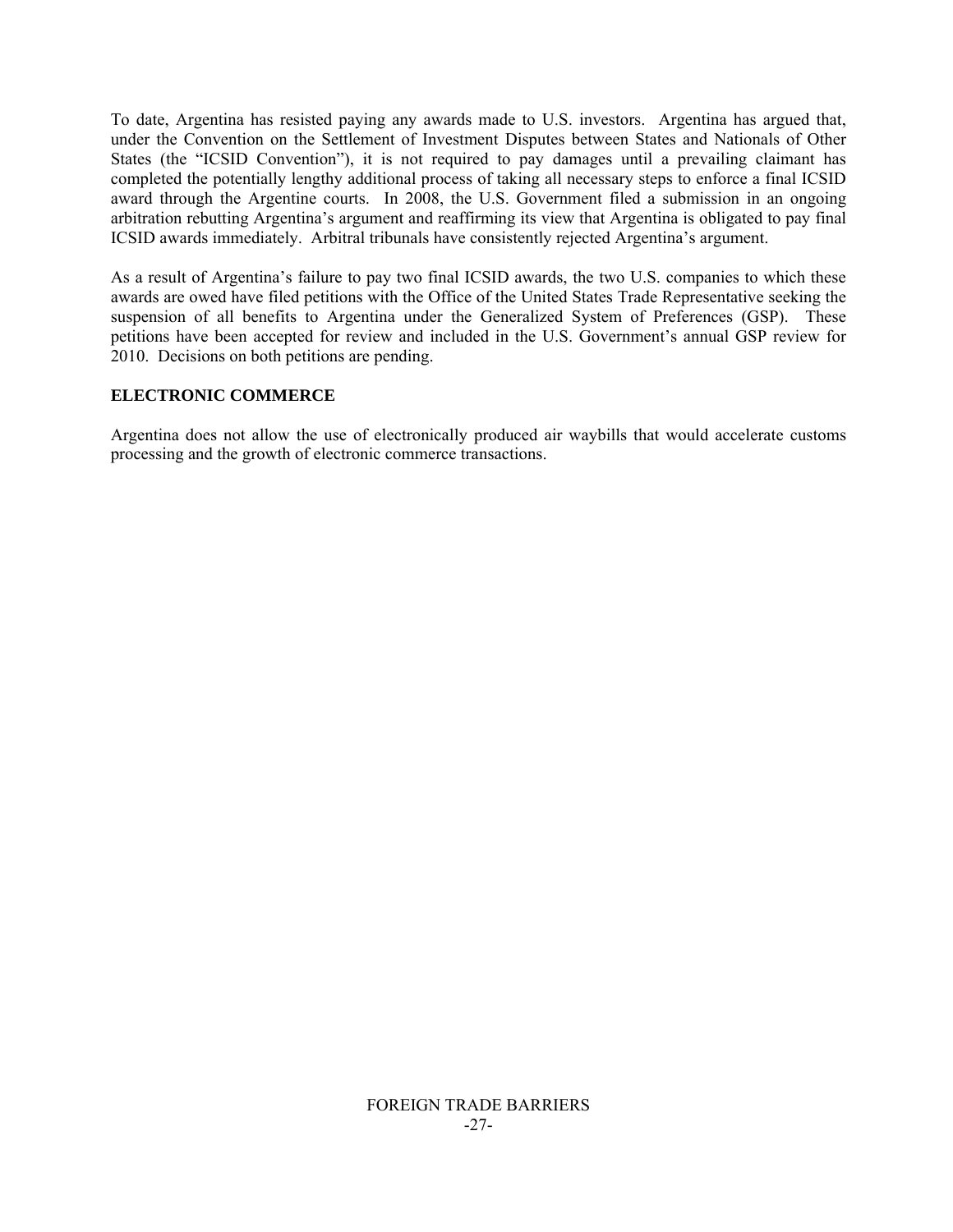To date, Argentina has resisted paying any awards made to U.S. investors. Argentina has argued that, under the Convention on the Settlement of Investment Disputes between States and Nationals of Other States (the "ICSID Convention"), it is not required to pay damages until a prevailing claimant has completed the potentially lengthy additional process of taking all necessary steps to enforce a final ICSID award through the Argentine courts. In 2008, the U.S. Government filed a submission in an ongoing arbitration rebutting Argentina's argument and reaffirming its view that Argentina is obligated to pay final ICSID awards immediately. Arbitral tribunals have consistently rejected Argentina's argument.

As a result of Argentina's failure to pay two final ICSID awards, the two U.S. companies to which these awards are owed have filed petitions with the Office of the United States Trade Representative seeking the suspension of all benefits to Argentina under the Generalized System of Preferences (GSP). These petitions have been accepted for review and included in the U.S. Government's annual GSP review for 2010. Decisions on both petitions are pending.

**ELECTRONIC COMMERCE**

Argentina does not allow the use of electronically produced air waybills that would accelerate customs processing and the growth of electronic commerce transactions.